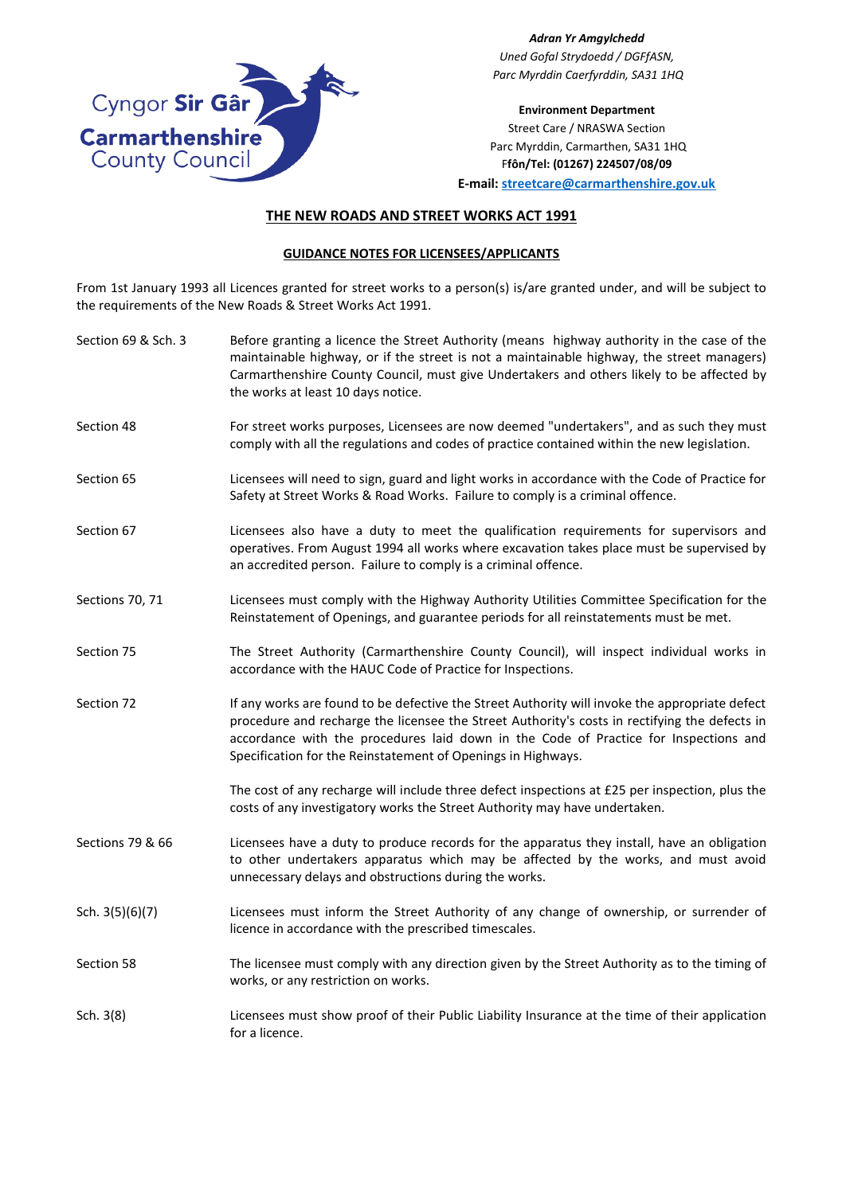Cyngor **Sir Gâr**
**Carmarthenshire**
County Council

***Adran Yr Amgylchedd***
*Uned Gofal Strydoedd / DGFfASN,*
*Parc Myrddin Caerfyrddin, SA31 1HQ*

**Environment Department**
Street Care / NRASWA Section
Parc Myrddin, Carmarthen, SA31 1HQ
**Ffôn/Tel: (01267) 224507/08/09**
**E-mail: streetcare@carmarthenshire.gov.uk**

## THE NEW ROADS AND STREET WORKS ACT 1991

### GUIDANCE NOTES FOR LICENSEES/APPLICANTS

From 1st January 1993 all Licences granted for street works to a person(s) is/are granted under, and will be subject to the requirements of the New Roads & Street Works Act 1991.

| | |
|---|---|
| Section 69 & Sch. 3 | Before granting a licence the Street Authority (means highway authority in the case of the maintainable highway, or if the street is not a maintainable highway, the street managers) Carmarthenshire County Council, must give Undertakers and others likely to be affected by the works at least 10 days notice. |
| Section 48 | For street works purposes, Licensees are now deemed "undertakers", and as such they must comply with all the regulations and codes of practice contained within the new legislation. |
| Section 65 | Licensees will need to sign, guard and light works in accordance with the Code of Practice for Safety at Street Works & Road Works. Failure to comply is a criminal offence. |
| Section 67 | Licensees also have a duty to meet the qualification requirements for supervisors and operatives. From August 1994 all works where excavation takes place must be supervised by an accredited person. Failure to comply is a criminal offence. |
| Sections 70, 71 | Licensees must comply with the Highway Authority Utilities Committee Specification for the Reinstatement of Openings, and guarantee periods for all reinstatements must be met. |
| Section 75 | The Street Authority (Carmarthenshire County Council), will inspect individual works in accordance with the HAUC Code of Practice for Inspections. |
| Section 72 | If any works are found to be defective the Street Authority will invoke the appropriate defect procedure and recharge the licensee the Street Authority's costs in rectifying the defects in accordance with the procedures laid down in the Code of Practice for Inspections and Specification for the Reinstatement of Openings in Highways.<br><br>The cost of any recharge will include three defect inspections at £25 per inspection, plus the costs of any investigatory works the Street Authority may have undertaken. |
| Sections 79 & 66 | Licensees have a duty to produce records for the apparatus they install, have an obligation to other undertakers apparatus which may be affected by the works, and must avoid unnecessary delays and obstructions during the works. |
| Sch. 3(5)(6)(7) | Licensees must inform the Street Authority of any change of ownership, or surrender of licence in accordance with the prescribed timescales. |
| Section 58 | The licensee must comply with any direction given by the Street Authority as to the timing of works, or any restriction on works. |
| Sch. 3(8) | Licensees must show proof of their Public Liability Insurance at the time of their application for a licence. |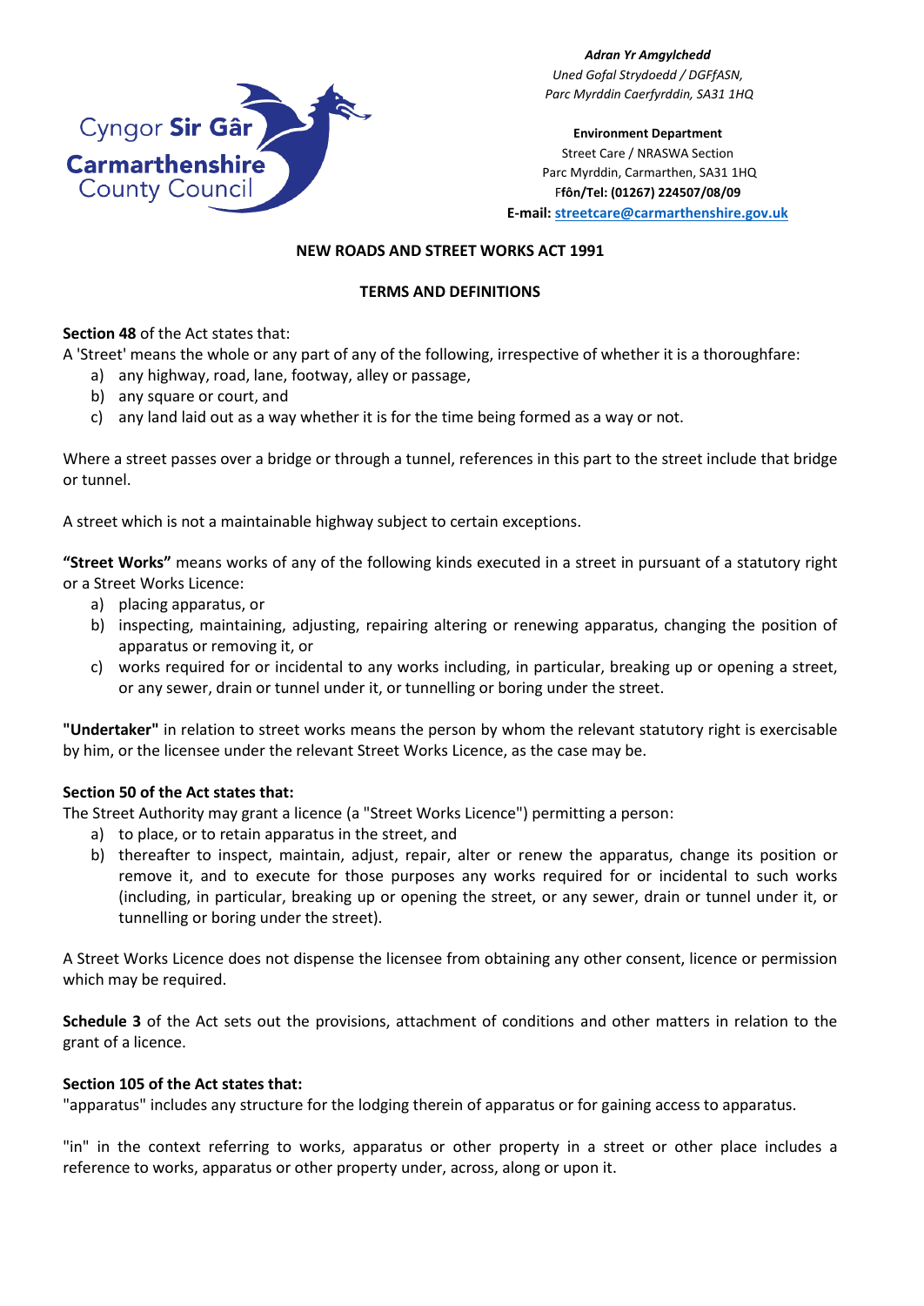Cyngor **Sir Gâr**
**Carmarthenshire**
County Council

***Adran Yr Amgylchedd***
*Uned Gofal Strydoedd / DGFfASN,*
*Parc Myrddin Caerfyrddin, SA31 1HQ*

**Environment Department**
Street Care / NRASWA Section
Parc Myrddin, Carmarthen, SA31 1HQ
F**fôn/Tel: (01267) 224507/08/09**
**E-mail: streetcare@carmarthenshire.gov.uk**

**NEW ROADS AND STREET WORKS ACT 1991**

**TERMS AND DEFINITIONS**

**Section 48** of the Act states that:
A 'Street' means the whole or any part of any of the following, irrespective of whether it is a thoroughfare:

a) any highway, road, lane, footway, alley or passage,
b) any square or court, and
c) any land laid out as a way whether it is for the time being formed as a way or not.

Where a street passes over a bridge or through a tunnel, references in this part to the street include that bridge or tunnel.

A street which is not a maintainable highway subject to certain exceptions.

**"Street Works"** means works of any of the following kinds executed in a street in pursuant of a statutory right or a Street Works Licence:

a) placing apparatus, or
b) inspecting, maintaining, adjusting, repairing altering or renewing apparatus, changing the position of apparatus or removing it, or
c) works required for or incidental to any works including, in particular, breaking up or opening a street, or any sewer, drain or tunnel under it, or tunnelling or boring under the street.

**"Undertaker"** in relation to street works means the person by whom the relevant statutory right is exercisable by him, or the licensee under the relevant Street Works Licence, as the case may be.

**Section 50 of the Act states that:**
The Street Authority may grant a licence (a "Street Works Licence") permitting a person:

a) to place, or to retain apparatus in the street, and
b) thereafter to inspect, maintain, adjust, repair, alter or renew the apparatus, change its position or remove it, and to execute for those purposes any works required for or incidental to such works (including, in particular, breaking up or opening the street, or any sewer, drain or tunnel under it, or tunnelling or boring under the street).

A Street Works Licence does not dispense the licensee from obtaining any other consent, licence or permission which may be required.

**Schedule 3** of the Act sets out the provisions, attachment of conditions and other matters in relation to the grant of a licence.

**Section 105 of the Act states that:**
"apparatus" includes any structure for the lodging therein of apparatus or for gaining access to apparatus.

"in" in the context referring to works, apparatus or other property in a street or other place includes a reference to works, apparatus or other property under, across, along or upon it.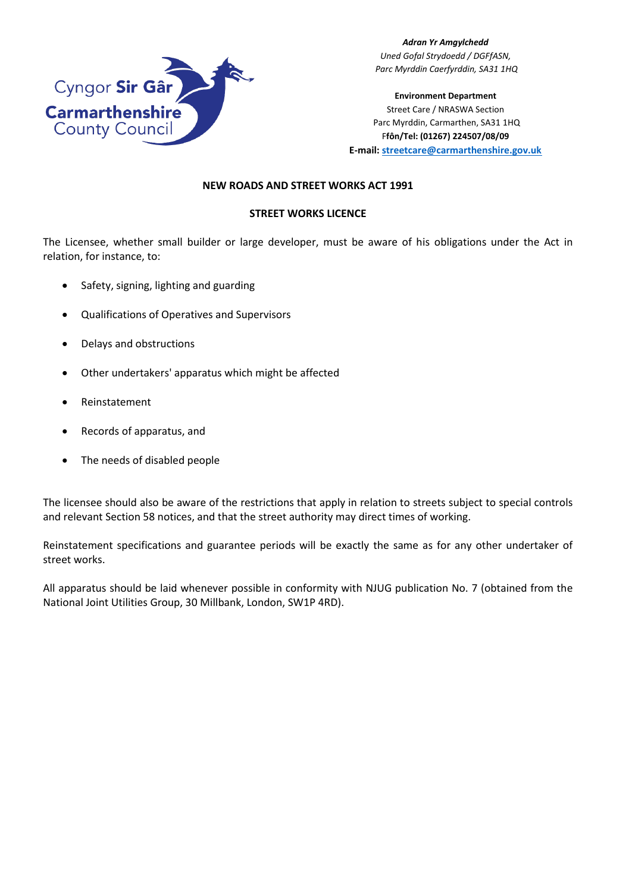Cyngor **Sir Gâr**
**Carmarthenshire**
County Council

***Adran Yr Amgylchedd***
*Uned Gofal Strydoedd / DGFfASN,*
*Parc Myrddin Caerfyrddin, SA31 1HQ*

**Environment Department**
Street Care / NRASWA Section
Parc Myrddin, Carmarthen, SA31 1HQ
F**fôn/Tel: (01267) 224507/08/09**
**E-mail: streetcare@carmarthenshire.gov.uk**

## NEW ROADS AND STREET WORKS ACT 1991

## STREET WORKS LICENCE

The Licensee, whether small builder or large developer, must be aware of his obligations under the Act in relation, for instance, to:

- Safety, signing, lighting and guarding
- Qualifications of Operatives and Supervisors
- Delays and obstructions
- Other undertakers' apparatus which might be affected
- Reinstatement
- Records of apparatus, and
- The needs of disabled people

The licensee should also be aware of the restrictions that apply in relation to streets subject to special controls and relevant Section 58 notices, and that the street authority may direct times of working.

Reinstatement specifications and guarantee periods will be exactly the same as for any other undertaker of street works.

All apparatus should be laid whenever possible in conformity with NJUG publication No. 7 (obtained from the National Joint Utilities Group, 30 Millbank, London, SW1P 4RD).